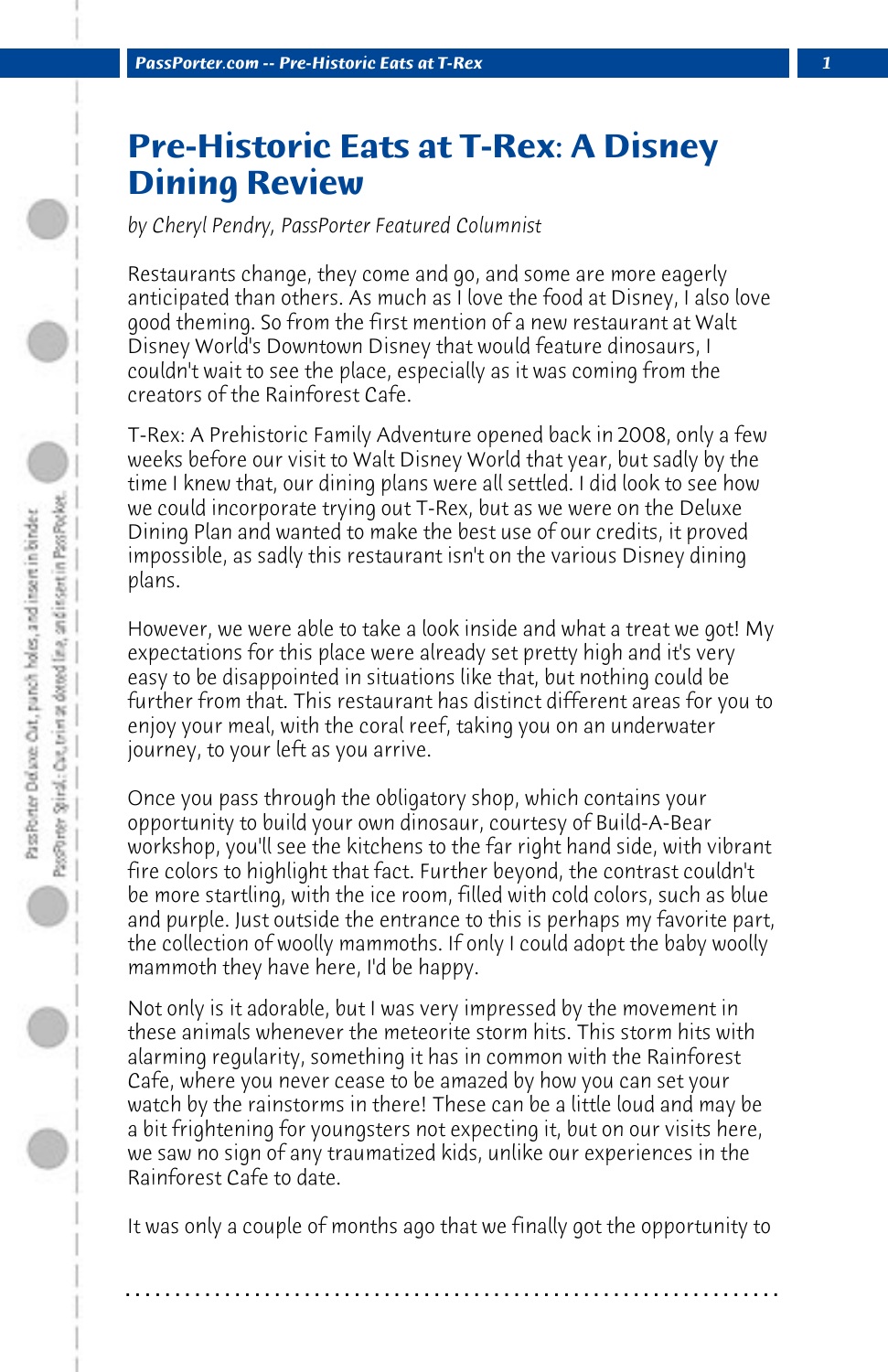# Pre-Historic Eats at T-Rex: A Disney Dining Review

*by Cheryl Pendry, PassPorter Featured Columnist*

Restaurants change, they come and go, and some are more eagerly anticipated than others. As much as I love the food at Disney, I also love good theming. So from the first mention of a new restaurant at Walt Disney World's Downtown Disney that would feature dinosaurs, I couldn't wait to see the place, especially as it was coming from the creators of the Rainforest Cafe.

T-Rex: A Prehistoric Family Adventure opened back in 2008, only a few weeks before our visit to Walt Disney World that year, but sadly by the time I knew that, our dining plans were all settled. I did look to see how we could incorporate trying out T-Rex, but as we were on the Deluxe Dining Plan and wanted to make the best use of our credits, it proved impossible, as sadly this restaurant isn't on the various Disney dining plans.

However, we were able to take a look inside and what a treat we got! My expectations for this place were already set pretty high and it's very easy to be disappointed in situations like that, but nothing could be further from that. This restaurant has distinct different areas for you to enjoy your meal, with the coral reef, taking you on an underwater journey, to your left as you arrive.

Once you pass through the obligatory shop, which contains your opportunity to build your own dinosaur, courtesy of Build-A-Bear workshop, you'll see the kitchens to the far right hand side, with vibrant fire colors to highlight that fact. Further beyond, the contrast couldn't be more startling, with the ice room, filled with cold colors, such as blue and purple. Just outside the entrance to this is perhaps my favorite part, the collection of woolly mammoths. If only I could adopt the baby woolly mammoth they have here, I'd be happy.

Not only is it adorable, but I was very impressed by the movement in these animals whenever the meteorite storm hits. This storm hits with alarming regularity, something it has in common with the Rainforest Cafe, where you never cease to be amazed by how you can set your watch by the rainstorms in there! These can be a little loud and may be a bit frightening for youngsters not expecting it, but on our visits here, we saw no sign of any traumatized kids, unlike our experiences in the Rainforest Cafe to date.

It was only a couple of months ago that we finally got the opportunity to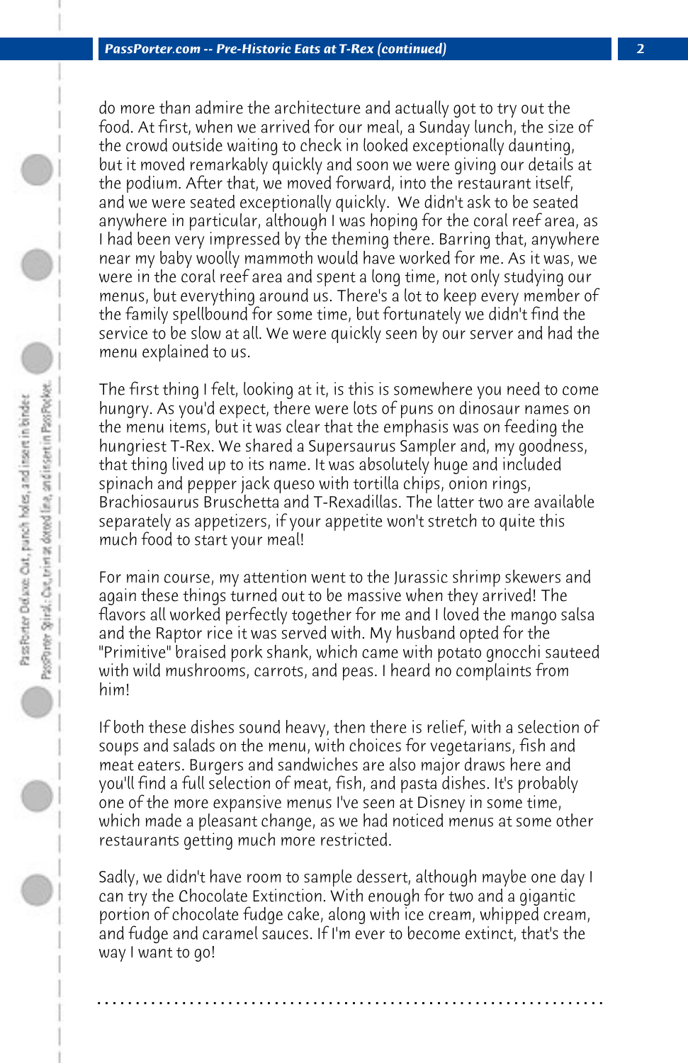do more than admire the architecture and actually got to try out the food. At first, when we arrived for our meal, a Sunday lunch, the size of the crowd outside waiting to check in looked exceptionally daunting, but it moved remarkably quickly and soon we were giving our details at the podium. After that, we moved forward, into the restaurant itself, and we were seated exceptionally quickly. We didn't ask to be seated anywhere in particular, although I was hoping for the coral reef area, as I had been very impressed by the theming there. Barring that, anywhere near my baby woolly mammoth would have worked for me. As it was, we were in the coral reef area and spent a long time, not only studying our menus, but everything around us. There's a lot to keep every member of the family spellbound for some time, but fortunately we didn't find the service to be slow at all. We were quickly seen by our server and had the menu explained to us.

The first thing I felt, looking at it, is this is somewhere you need to come hungry. As you'd expect, there were lots of puns on dinosaur names on the menu items, but it was clear that the emphasis was on feeding the hungriest T-Rex. We shared a Supersaurus Sampler and, my goodness, that thing lived up to its name. It was absolutely huge and included spinach and pepper jack queso with tortilla chips, onion rings, Brachiosaurus Bruschetta and T-Rexadillas. The latter two are available separately as appetizers, if your appetite won't stretch to quite this much food to start your meal!

For main course, my attention went to the Jurassic shrimp skewers and again these things turned out to be massive when they arrived! The flavors all worked perfectly together for me and I loved the mango salsa and the Raptor rice it was served with. My husband opted for the "Primitive" braised pork shank, which came with potato gnocchi sauteed with wild mushrooms, carrots, and peas. I heard no complaints from him!

If both these dishes sound heavy, then there is relief, with a selection of soups and salads on the menu, with choices for vegetarians, fish and meat eaters. Burgers and sandwiches are also major draws here and you'll find a full selection of meat, fish, and pasta dishes. It's probably one of the more expansive menus I've seen at Disney in some time, which made a pleasant change, as we had noticed menus at some other restaurants getting much more restricted.

Sadly, we didn't have room to sample dessert, although maybe one day I can try the Chocolate Extinction. With enough for two and a gigantic portion of chocolate fudge cake, along with ice cream, whipped cream, and fudge and caramel sauces. If I'm ever to become extinct, that's the way I want to go!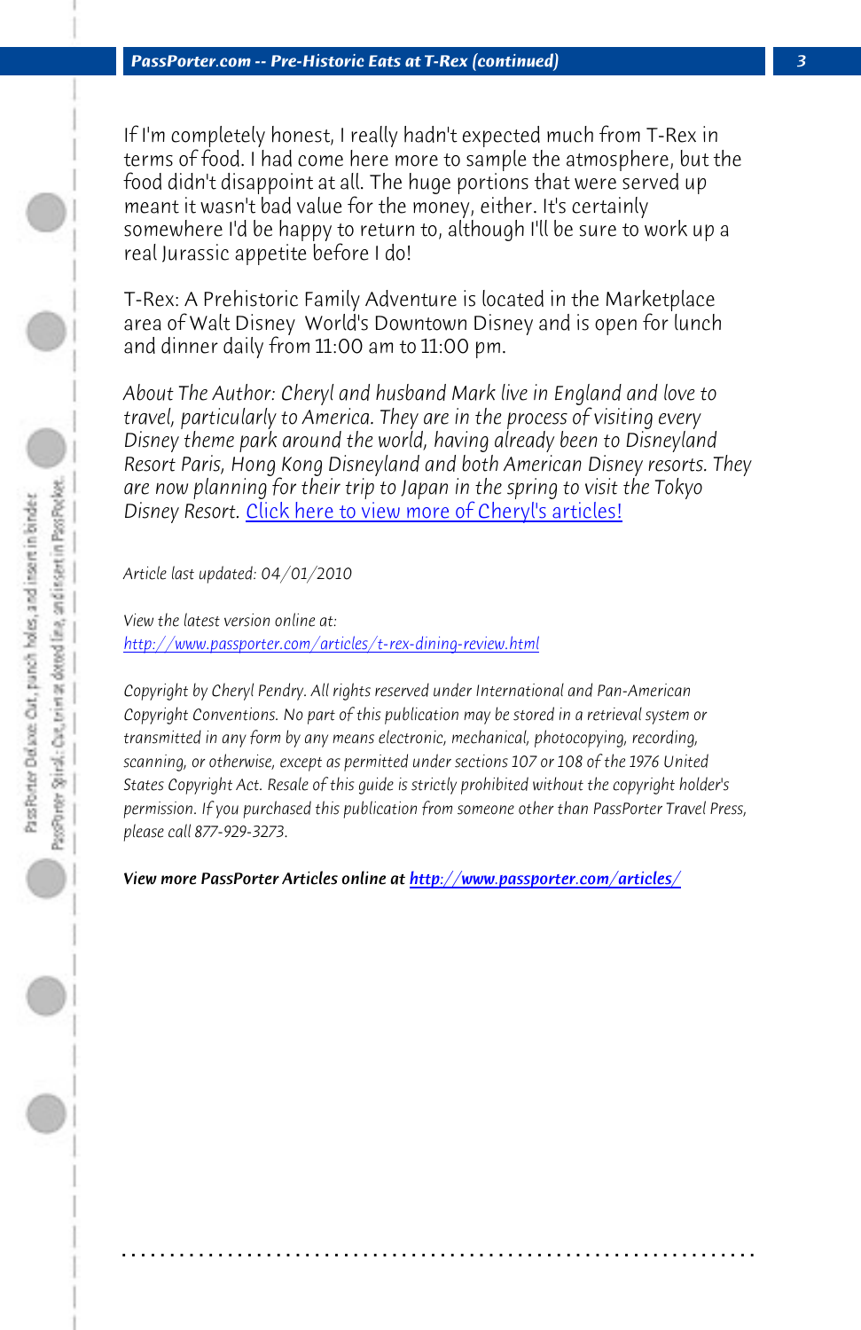If I'm completely honest, I really hadn't expected much from T-Rex in terms of food. I had come here more to sample the atmosphere, but the food didn't disappoint at all. The huge portions that were served up meant it wasn't bad value for the money, either. It's certainly somewhere I'd be happy to return to, although I'll be sure to work up a real Jurassic appetite before I do!

T-Rex: A Prehistoric Family Adventure is located in the Marketplace area of Walt Disney World's Downtown Disney and is open for lunch and dinner daily from 11:00 am to 11:00 pm.

*About The Author: Cheryl and husband Mark live in England and love to travel, particularly to America. They are in the process of visiting every Disney theme park around the world, having already been to Disneyland Resort Paris, Hong Kong Disneyland and both American Disney resorts. They are now planning for their trip to Japan in the spring to visit the Tokyo Disney Resort. Click here to view more of Cheryl's articles!*

*Article last updated: 04/01/2010*

*View the latest version online at:*
*http://www.passporter.com/articles/t-rex-dining-review.html*

*Copyright by Cheryl Pendry. All rights reserved under International and Pan-American Copyright Conventions. No part of this publication may be stored in a retrieval system or transmitted in any form by any means electronic, mechanical, photocopying, recording, scanning, or otherwise, except as permitted under sections 107 or 108 of the 1976 United States Copyright Act. Resale of this guide is strictly prohibited without the copyright holder's permission. If you purchased this publication from someone other than PassPorter Travel Press, please call 877-929-3273.*

***View more PassPorter Articles online at http://www.passporter.com/articles/***